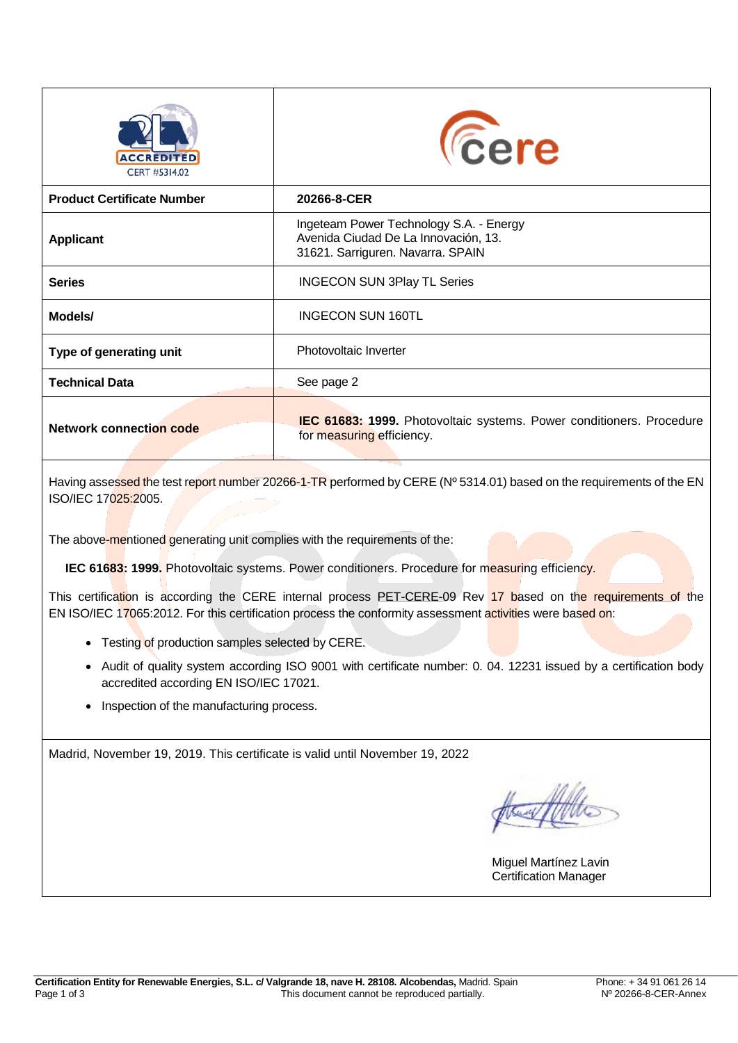ACCREDITED
CERT #5314.02

cere

| Product Certificate Number | 20266-8-CER |
|---|---|
| Applicant | Ingeteam Power Technology S.A. - Energy<br>Avenida Ciudad De La Innovación, 13.<br>31621. Sarriguren. Navarra. SPAIN |
| Series | INGECON SUN 3Play TL Series |
| Models/ | INGECON SUN 160TL |
| Type of generating unit | Photovoltaic Inverter |
| Technical Data | See page 2 |
| Network connection code | **IEC 61683: 1999.** Photovoltaic systems. Power conditioners. Procedure for measuring efficiency. |

Having assessed the test report number 20266-1-TR performed by CERE (Nº 5314.01) based on the requirements of the EN ISO/IEC 17025:2005.

The above-mentioned generating unit complies with the requirements of the:

**IEC 61683: 1999.** Photovoltaic systems. Power conditioners. Procedure for measuring efficiency.

This certification is according the CERE internal process PET-CERE-09 Rev 17 based on the requirements of the EN ISO/IEC 17065:2012. For this certification process the conformity assessment activities were based on:

- Testing of production samples selected by CERE.
- Audit of quality system according ISO 9001 with certificate number: 0. 04. 12231 issued by a certification body accredited according EN ISO/IEC 17021.
- Inspection of the manufacturing process.

Madrid, November 19, 2019. This certificate is valid until November 19, 2022

Miguel Martínez Lavin
Certification Manager

**Certification Entity for Renewable Energies, S.L. c/ Valgrande 18, nave H. 28108. Alcobendas,** Madrid. Spain
Phone: + 34 91 061 26 14
This document cannot be reproduced partially.
Nº 20266-8-CER-Annex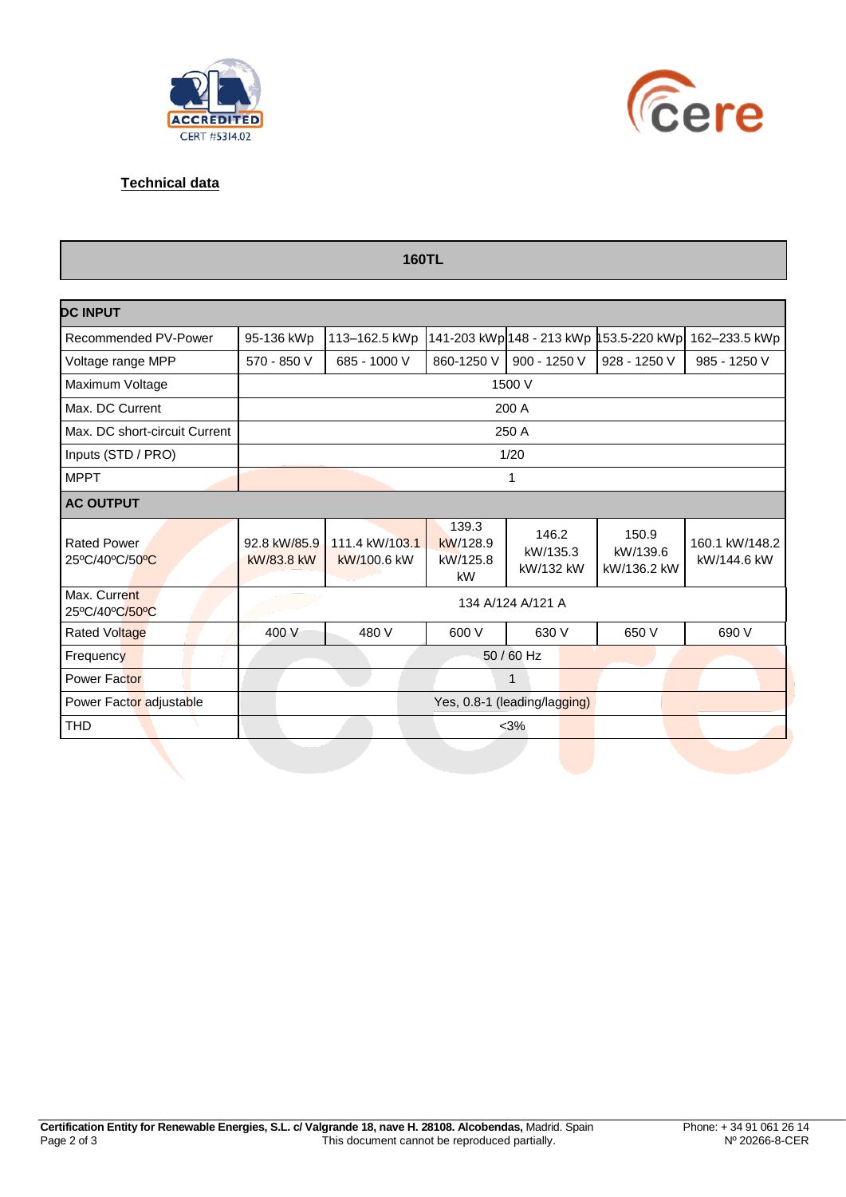## Technical data

| 160TL | | | | | | |
|---|---|---|---|---|---|---|
| **DC INPUT** | | | | | | |
| Recommended PV-Power | 95-136 kWp | 113–162.5 kWp | 141-203 kWp | 148 - 213 kWp | 153.5-220 kWp | 162–233.5 kWp |
| Voltage range MPP | 570 - 850 V | 685 - 1000 V | 860-1250 V | 900 - 1250 V | 928 - 1250 V | 985 - 1250 V |
| Maximum Voltage | 1500 V | | | | | |
| Max. DC Current | 200 A | | | | | |
| Max. DC short-circuit Current | 250 A | | | | | |
| Inputs (STD / PRO) | 1/20 | | | | | |
| MPPT | 1 | | | | | |
| **AC OUTPUT** | | | | | | |
| Rated Power 25ºC/40ºC/50ºC | 92.8 kW/85.9 kW/83.8 kW | 111.4 kW/103.1 kW/100.6 kW | 139.3 kW/128.9 kW/125.8 kW | 146.2 kW/135.3 kW/132 kW | 150.9 kW/139.6 kW/136.2 kW | 160.1 kW/148.2 kW/144.6 kW |
| Max. Current 25ºC/40ºC/50ºC | 134 A/124 A/121 A | | | | | |
| Rated Voltage | 400 V | 480 V | 600 V | 630 V | 650 V | 690 V |
| Frequency | 50 / 60 Hz | | | | | |
| Power Factor | 1 | | | | | |
| Power Factor adjustable | Yes, 0.8-1 (leading/lagging) | | | | | |
| THD | <3% | | | | | |

**Certification Entity for Renewable Energies, S.L. c/ Valgrande 18, nave H. 28108. Alcobendas,** Madrid. Spain Phone: + 34 91 061 26 14

This document cannot be reproduced partially. Nº 20266-8-CER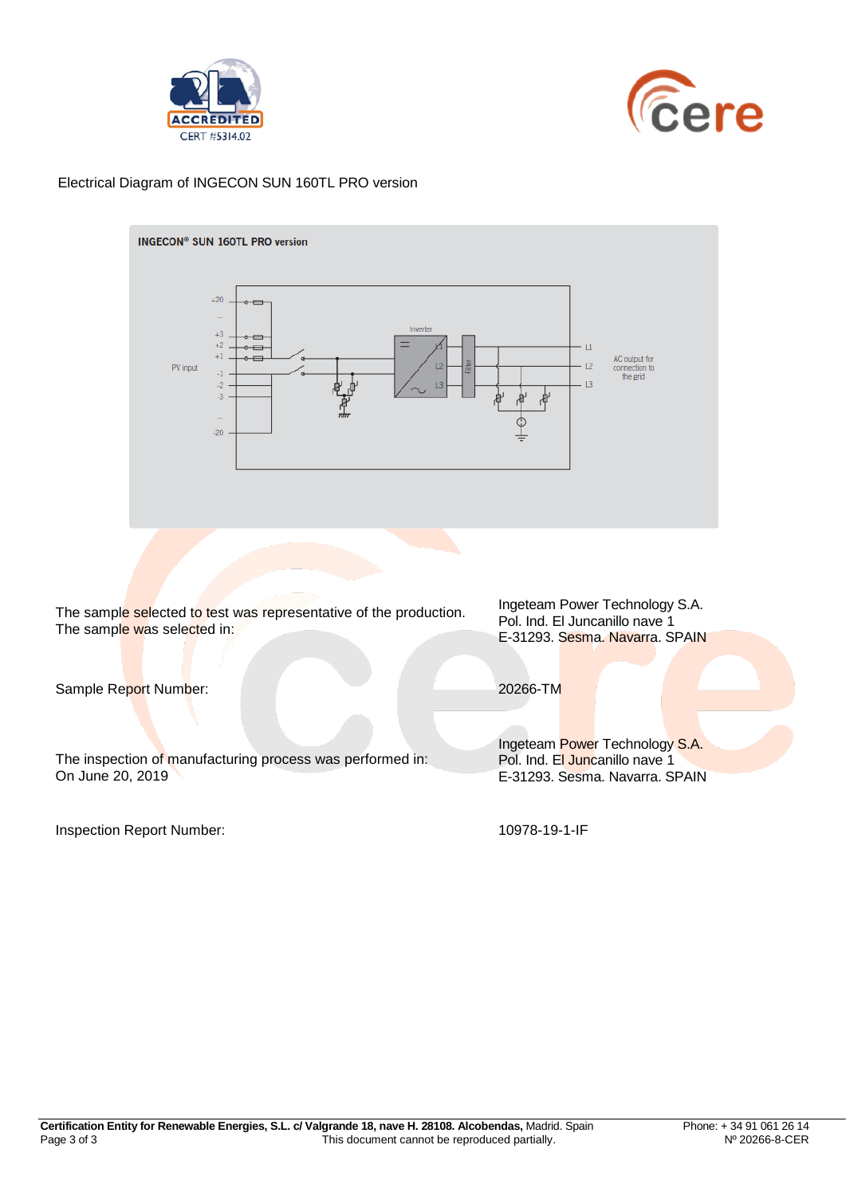Electrical Diagram of INGECON SUN 160TL PRO version

The sample selected to test was representative of the production.
The sample was selected in:

Ingeteam Power Technology S.A.
Pol. Ind. El Juncanillo nave 1
E-31293. Sesma. Navarra. SPAIN

Sample Report Number: 20266-TM

The inspection of manufacturing process was performed in:
On June 20, 2019

Ingeteam Power Technology S.A.
Pol. Ind. El Juncanillo nave 1
E-31293. Sesma. Navarra. SPAIN

Inspection Report Number: 10978-19-1-IF

**Certification Entity for Renewable Energies, S.L. c/ Valgrande 18, nave H. 28108. Alcobendas,** Madrid. Spain
Phone: + 34 91 061 26 14
This document cannot be reproduced partially.
Nº 20266-8-CER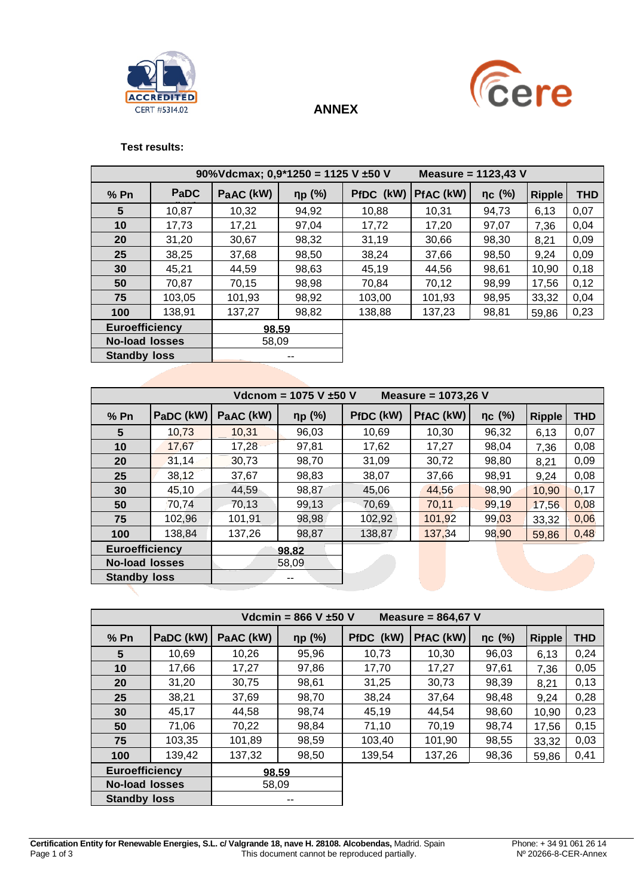ACCREDITED
CERT #5314.02

# ANNEX

**Test results:**

| 90%Vdcmax; 0,9*1250 = 1125 V ±50 V Measure = 1123,43 V | | | | | | | | |
|---|---|---|---|---|---|---|---|---|
| **% Pn** | **PaDC** | **PaAC (kW)** | **ηp (%)** | **PfDC (kW)** | **PfAC (kW)** | **ηc (%)** | **Ripple** | **THD** |
| **5** | 10,87 | 10,32 | 94,92 | 10,88 | 10,31 | 94,73 | 6,13 | 0,07 |
| **10** | 17,73 | 17,21 | 97,04 | 17,72 | 17,20 | 97,07 | 7,36 | 0,04 |
| **20** | 31,20 | 30,67 | 98,32 | 31,19 | 30,66 | 98,30 | 8,21 | 0,09 |
| **25** | 38,25 | 37,68 | 98,50 | 38,24 | 37,66 | 98,50 | 9,24 | 0,09 |
| **30** | 45,21 | 44,59 | 98,63 | 45,19 | 44,56 | 98,61 | 10,90 | 0,18 |
| **50** | 70,87 | 70,15 | 98,98 | 70,84 | 70,12 | 98,99 | 17,56 | 0,12 |
| **75** | 103,05 | 101,93 | 98,92 | 103,00 | 101,93 | 98,95 | 33,32 | 0,04 |
| **100** | 138,91 | 137,27 | 98,82 | 138,88 | 137,23 | 98,81 | 59,86 | 0,23 |

| | |
|---|---|
| **Euroefficiency** | 98,59 |
| **No-load losses** | 58,09 |
| **Standby loss** | -- |

| Vdcnom = 1075 V ±50 V Measure = 1073,26 V | | | | | | | | |
|---|---|---|---|---|---|---|---|---|
| **% Pn** | **PaDC (kW)** | **PaAC (kW)** | **ηp (%)** | **PfDC (kW)** | **PfAC (kW)** | **ηc (%)** | **Ripple** | **THD** |
| **5** | 10,73 | 10,31 | 96,03 | 10,69 | 10,30 | 96,32 | 6,13 | 0,07 |
| **10** | 17,67 | 17,28 | 97,81 | 17,62 | 17,27 | 98,04 | 7,36 | 0,08 |
| **20** | 31,14 | 30,73 | 98,70 | 31,09 | 30,72 | 98,80 | 8,21 | 0,09 |
| **25** | 38,12 | 37,67 | 98,83 | 38,07 | 37,66 | 98,91 | 9,24 | 0,08 |
| **30** | 45,10 | 44,59 | 98,87 | 45,06 | 44,56 | 98,90 | 10,90 | 0,17 |
| **50** | 70,74 | 70,13 | 99,13 | 70,69 | 70,11 | 99,19 | 17,56 | 0,08 |
| **75** | 102,96 | 101,91 | 98,98 | 102,92 | 101,92 | 99,03 | 33,32 | 0,06 |
| **100** | 138,84 | 137,26 | 98,87 | 138,87 | 137,34 | 98,90 | 59,86 | 0,48 |

| | |
|---|---|
| **Euroefficiency** | 98,82 |
| **No-load losses** | 58,09 |
| **Standby loss** | -- |

| Vdcmin = 866 V ±50 V Measure = 864,67 V | | | | | | | | |
|---|---|---|---|---|---|---|---|---|
| **% Pn** | **PaDC (kW)** | **PaAC (kW)** | **ηp (%)** | **PfDC (kW)** | **PfAC (kW)** | **ηc (%)** | **Ripple** | **THD** |
| **5** | 10,69 | 10,26 | 95,96 | 10,73 | 10,30 | 96,03 | 6,13 | 0,24 |
| **10** | 17,66 | 17,27 | 97,86 | 17,70 | 17,27 | 97,61 | 7,36 | 0,05 |
| **20** | 31,20 | 30,75 | 98,61 | 31,25 | 30,73 | 98,39 | 8,21 | 0,13 |
| **25** | 38,21 | 37,69 | 98,70 | 38,24 | 37,64 | 98,48 | 9,24 | 0,28 |
| **30** | 45,17 | 44,58 | 98,74 | 45,19 | 44,54 | 98,60 | 10,90 | 0,23 |
| **50** | 71,06 | 70,22 | 98,84 | 71,10 | 70,19 | 98,74 | 17,56 | 0,15 |
| **75** | 103,35 | 101,89 | 98,59 | 103,40 | 101,90 | 98,55 | 33,32 | 0,03 |
| **100** | 139,42 | 137,32 | 98,50 | 139,54 | 137,26 | 98,36 | 59,86 | 0,41 |

| | |
|---|---|
| **Euroefficiency** | 98,59 |
| **No-load losses** | 58,09 |
| **Standby loss** | -- |

**Certification Entity for Renewable Energies, S.L. c/ Valgrande 18, nave H. 28108. Alcobendas,** Madrid. Spain — Phone: + 34 91 061 26 14
This document cannot be reproduced partially. — Nº 20266-8-CER-Annex